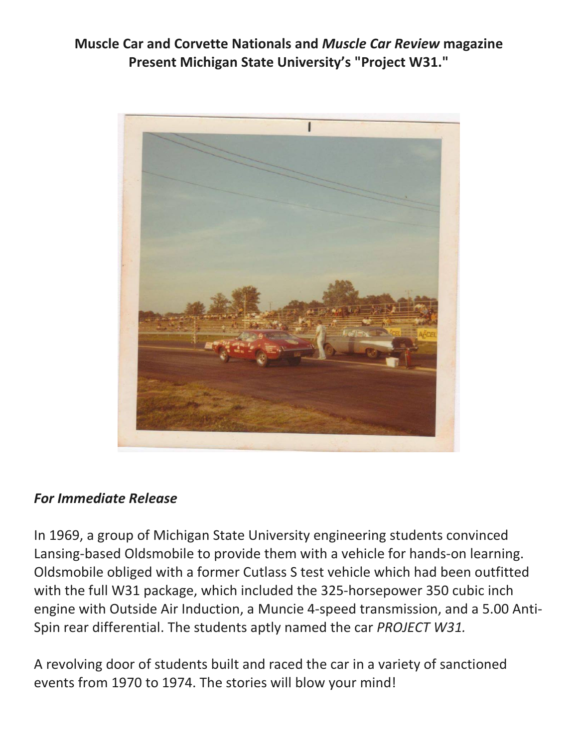**Muscle Car and Corvette Nationals and *Muscle Car Review* magazine Present Michigan State University's "Project W31."**

***For Immediate Release***

In 1969, a group of Michigan State University engineering students convinced Lansing-based Oldsmobile to provide them with a vehicle for hands-on learning. Oldsmobile obliged with a former Cutlass S test vehicle which had been outfitted with the full W31 package, which included the 325-horsepower 350 cubic inch engine with Outside Air Induction, a Muncie 4-speed transmission, and a 5.00 Anti-Spin rear differential. The students aptly named the car *PROJECT W31.*

A revolving door of students built and raced the car in a variety of sanctioned events from 1970 to 1974. The stories will blow your mind!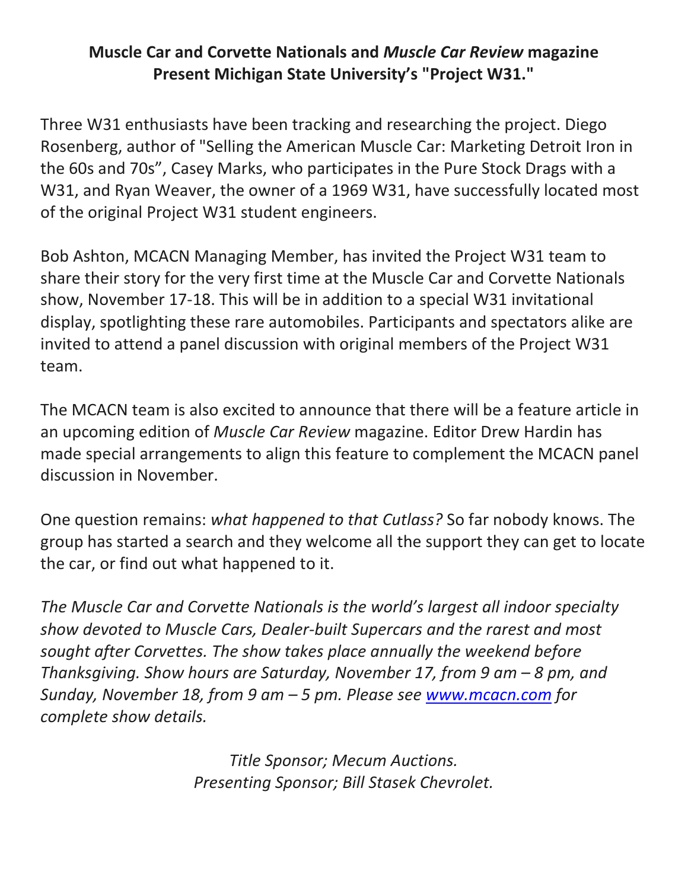**Muscle Car and Corvette Nationals and *Muscle Car Review* magazine Present Michigan State University's "Project W31."**

Three W31 enthusiasts have been tracking and researching the project. Diego Rosenberg, author of "Selling the American Muscle Car: Marketing Detroit Iron in the 60s and 70s", Casey Marks, who participates in the Pure Stock Drags with a W31, and Ryan Weaver, the owner of a 1969 W31, have successfully located most of the original Project W31 student engineers.

Bob Ashton, MCACN Managing Member, has invited the Project W31 team to share their story for the very first time at the Muscle Car and Corvette Nationals show, November 17-18. This will be in addition to a special W31 invitational display, spotlighting these rare automobiles. Participants and spectators alike are invited to attend a panel discussion with original members of the Project W31 team.

The MCACN team is also excited to announce that there will be a feature article in an upcoming edition of *Muscle Car Review* magazine. Editor Drew Hardin has made special arrangements to align this feature to complement the MCACN panel discussion in November.

One question remains: *what happened to that Cutlass?* So far nobody knows. The group has started a search and they welcome all the support they can get to locate the car, or find out what happened to it.

*The Muscle Car and Corvette Nationals is the world's largest all indoor specialty show devoted to Muscle Cars, Dealer-built Supercars and the rarest and most sought after Corvettes. The show takes place annually the weekend before Thanksgiving. Show hours are Saturday, November 17, from 9 am – 8 pm, and Sunday, November 18, from 9 am – 5 pm. Please see [www.mcacn.com](http://www.mcacn.com) for complete show details.*

*Title Sponsor; Mecum Auctions.*
*Presenting Sponsor; Bill Stasek Chevrolet.*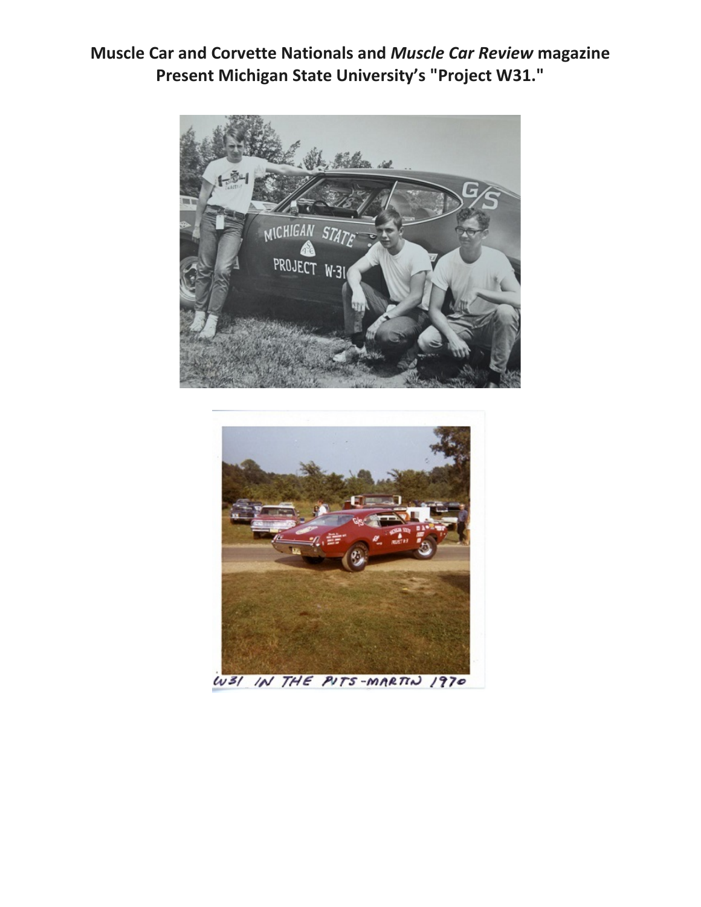**Muscle Car and Corvette Nationals and *Muscle Car Review* magazine Present Michigan State University's "Project W31."**

W31 IN THE PITS - MARTIN 1970